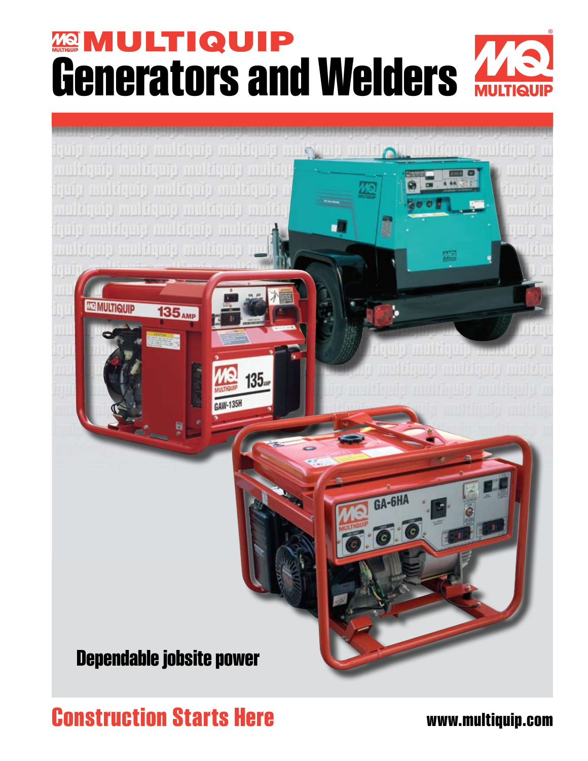# MULTIQUIP

# Generators and Welders

Dependable jobsite power

**Construction Starts Here**

www.multiquip.com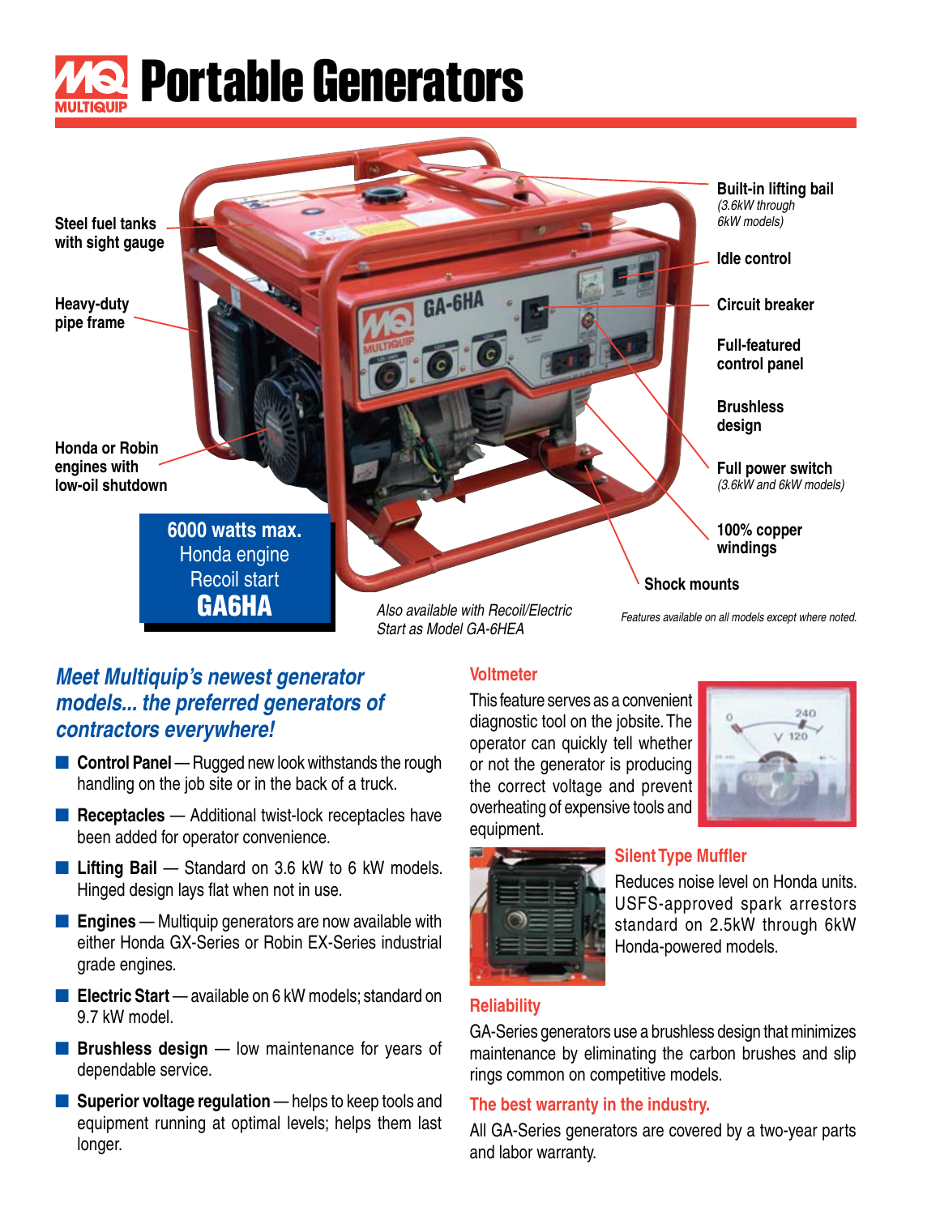# Portable Generators

Steel fuel tanks with sight gauge

Heavy-duty pipe frame

Honda or Robin engines with low-oil shutdown

**6000 watts max.**
Honda engine
Recoil start
**GA6HA**

*Also available with Recoil/Electric Start as Model GA-6HEA*

**Built-in lifting bail** *(3.6kW through 6kW models)*

**Idle control**

**Circuit breaker**

**Full-featured control panel**

**Brushless design**

**Full power switch** *(3.6kW and 6kW models)*

**100% copper windings**

**Shock mounts**

*Features available on all models except where noted.*

## *Meet Multiquip's newest generator models... the preferred generators of contractors everywhere!*

- **Control Panel** — Rugged new look withstands the rough handling on the job site or in the back of a truck.
- **Receptacles** — Additional twist-lock receptacles have been added for operator convenience.
- **Lifting Bail** — Standard on 3.6 kW to 6 kW models. Hinged design lays flat when not in use.
- **Engines** — Multiquip generators are now available with either Honda GX-Series or Robin EX-Series industrial grade engines.
- **Electric Start** — available on 6 kW models; standard on 9.7 kW model.
- **Brushless design** — low maintenance for years of dependable service.
- **Superior voltage regulation** — helps to keep tools and equipment running at optimal levels; helps them last longer.

### Voltmeter

This feature serves as a convenient diagnostic tool on the jobsite. The operator can quickly tell whether or not the generator is producing the correct voltage and prevent overheating of expensive tools and equipment.

### Silent Type Muffler

Reduces noise level on Honda units. USFS-approved spark arrestors standard on 2.5kW through 6kW Honda-powered models.

### Reliability

GA-Series generators use a brushless design that minimizes maintenance by eliminating the carbon brushes and slip rings common on competitive models.

### The best warranty in the industry.

All GA-Series generators are covered by a two-year parts and labor warranty.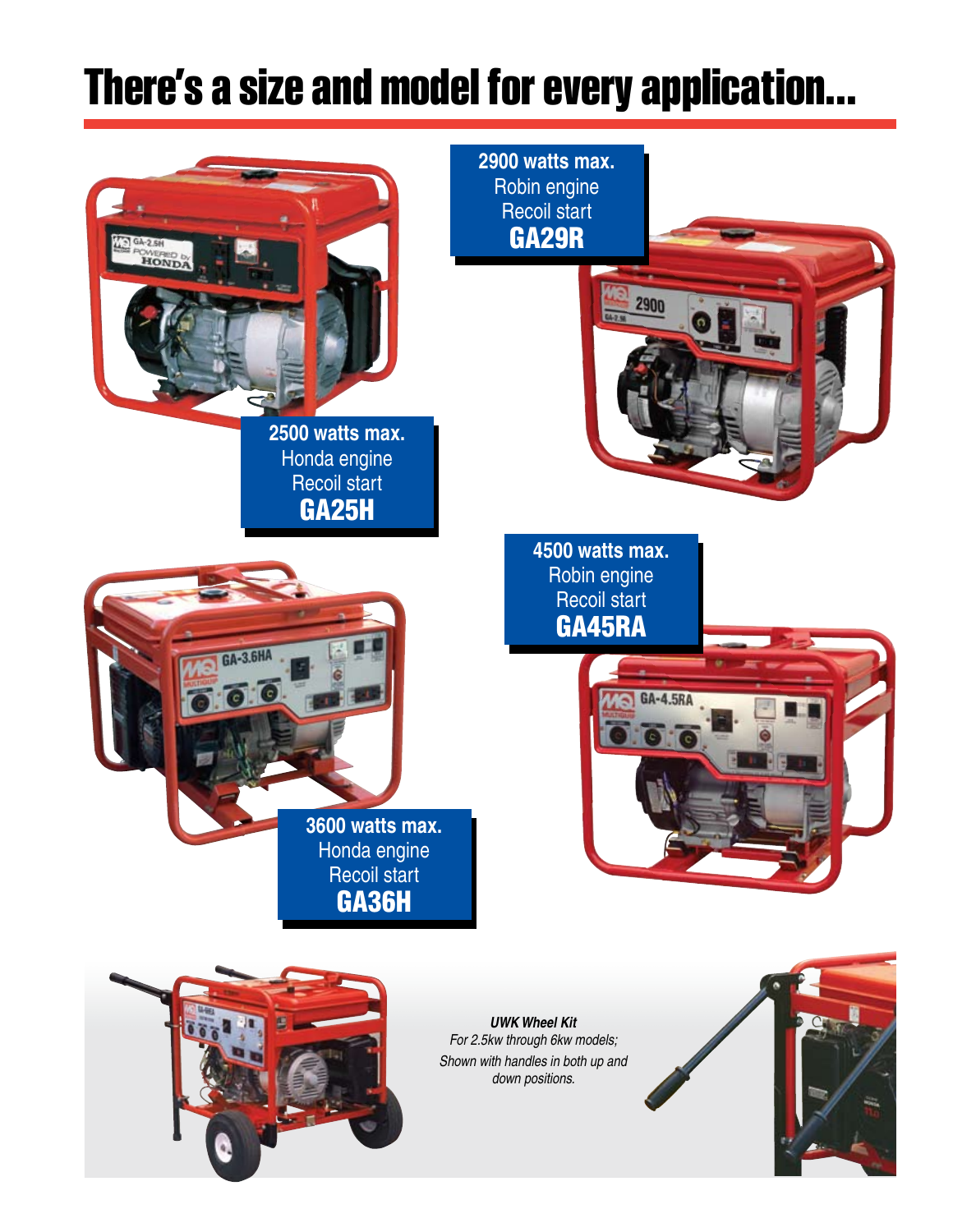# There's a size and model for every application...

**2500 watts max.**
Honda engine
Recoil start
**GA25H**

**2900 watts max.**
Robin engine
Recoil start
**GA29R**

**3600 watts max.**
Honda engine
Recoil start
**GA36H**

**4500 watts max.**
Robin engine
Recoil start
**GA45RA**

***UWK Wheel Kit***
*For 2.5kw through 6kw models; Shown with handles in both up and down positions.*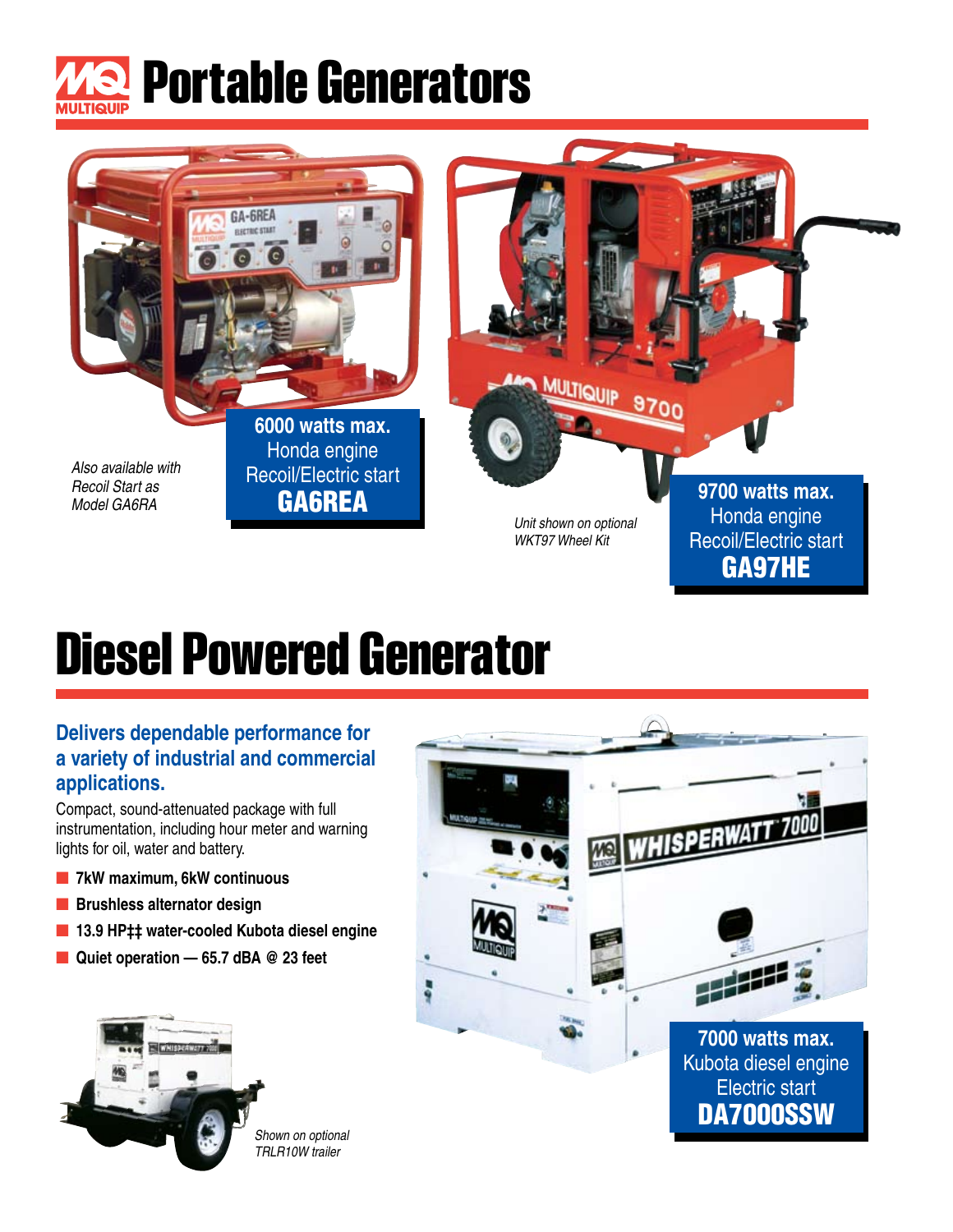# Portable Generators

**6000 watts max.**
Honda engine
Recoil/Electric start
**GA6REA**

*Also available with Recoil Start as Model GA6RA*

**9700 watts max.**
Honda engine
Recoil/Electric start
**GA97HE**

*Unit shown on optional WKT97 Wheel Kit*

# Diesel Powered Generator

## Delivers dependable performance for a variety of industrial and commercial applications.

Compact, sound-attenuated package with full instrumentation, including hour meter and warning lights for oil, water and battery.

- **7kW maximum, 6kW continuous**
- **Brushless alternator design**
- **13.9 HP‡‡ water-cooled Kubota diesel engine**
- **Quiet operation — 65.7 dBA @ 23 feet**

*Shown on optional TRLR10W trailer*

**7000 watts max.**
Kubota diesel engine
Electric start
**DA7000SSW**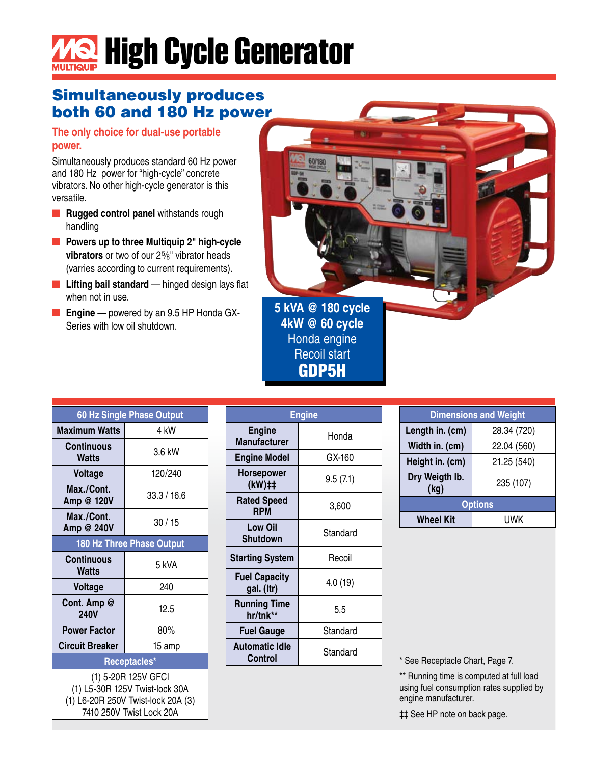# MQ MULTIQUIP High Cycle Generator

## Simultaneously produces both 60 and 180 Hz power

**The only choice for dual-use portable power.**

Simultaneously produces standard 60 Hz power and 180 Hz power for "high-cycle" concrete vibrators. No other high-cycle generator is this versatile.

- **Rugged control panel** withstands rough handling
- **Powers up to three Multiquip 2" high-cycle vibrators** or two of our 2⅝" vibrator heads (varries according to current requirements).
- **Lifting bail standard** — hinged design lays flat when not in use.
- **Engine** — powered by an 9.5 HP Honda GX-Series with low oil shutdown.

**5 kVA @ 180 cycle**
**4kW @ 60 cycle**
Honda engine
Recoil start
**GDP5H**

| 60 Hz Single Phase Output | |
|---|---|
| Maximum Watts | 4 kW |
| Continuous Watts | 3.6 kW |
| Voltage | 120/240 |
| Max./Cont. Amp @ 120V | 33.3 / 16.6 |
| Max./Cont. Amp @ 240V | 30 / 15 |
| **180 Hz Three Phase Output** | |
| Continuous Watts | 5 kVA |
| Voltage | 240 |
| Cont. Amp @ 240V | 12.5 |
| Power Factor | 80% |
| Circuit Breaker | 15 amp |
| **Receptacles*** | |
| (1) 5-20R 125V GFCI<br>(1) L5-30R 125V Twist-lock 30A<br>(1) L6-20R 250V Twist-lock 20A (3)<br>7410 250V Twist Lock 20A | |

| Engine | |
|---|---|
| Engine Manufacturer | Honda |
| Engine Model | GX-160 |
| Horsepower (kW)‡‡ | 9.5 (7.1) |
| Rated Speed RPM | 3,600 |
| Low Oil Shutdown | Standard |
| Starting System | Recoil |
| Fuel Capacity gal. (ltr) | 4.0 (19) |
| Running Time hr/tnk** | 5.5 |
| Fuel Gauge | Standard |
| Automatic Idle Control | Standard |

| Dimensions and Weight | |
|---|---|
| Length in. (cm) | 28.34 (720) |
| Width in. (cm) | 22.04 (560) |
| Height in. (cm) | 21.25 (540) |
| Dry Weigth lb. (kg) | 235 (107) |
| **Options** | |
| Wheel Kit | UWK |

\* See Receptacle Chart, Page 7.

** Running time is computed at full load using fuel consumption rates supplied by engine manufacturer.

‡‡ See HP note on back page.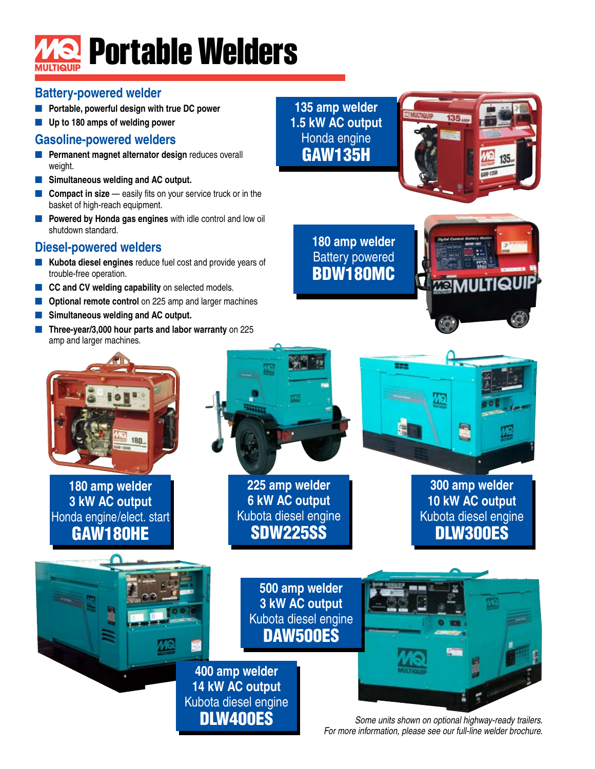# Portable Welders

## Battery-powered welder

- **Portable, powerful design with true DC power**
- **Up to 180 amps of welding power**

## Gasoline-powered welders

- **Permanent magnet alternator design** reduces overall weight.
- **Simultaneous welding and AC output.**
- **Compact in size** — easily fits on your service truck or in the basket of high-reach equipment.
- **Powered by Honda gas engines** with idle control and low oil shutdown standard.

## Diesel-powered welders

- **Kubota diesel engines** reduce fuel cost and provide years of trouble-free operation.
- **CC and CV welding capability** on selected models.
- **Optional remote control** on 225 amp and larger machines
- **Simultaneous welding and AC output.**
- **Three-year/3,000 hour parts and labor warranty** on 225 amp and larger machines.

**135 amp welder**
**1.5 kW AC output**
Honda engine
**GAW135H**

**180 amp welder**
Battery powered
**BDW180MC**

**180 amp welder**
**3 kW AC output**
Honda engine/elect. start
**GAW180HE**

**225 amp welder**
**6 kW AC output**
Kubota diesel engine
**SDW225SS**

**300 amp welder**
**10 kW AC output**
Kubota diesel engine
**DLW300ES**

**500 amp welder**
**3 kW AC output**
Kubota diesel engine
**DAW500ES**

**400 amp welder**
**14 kW AC output**
Kubota diesel engine
**DLW400ES**

*Some units shown on optional highway-ready trailers.*
*For more information, please see our full-line welder brochure.*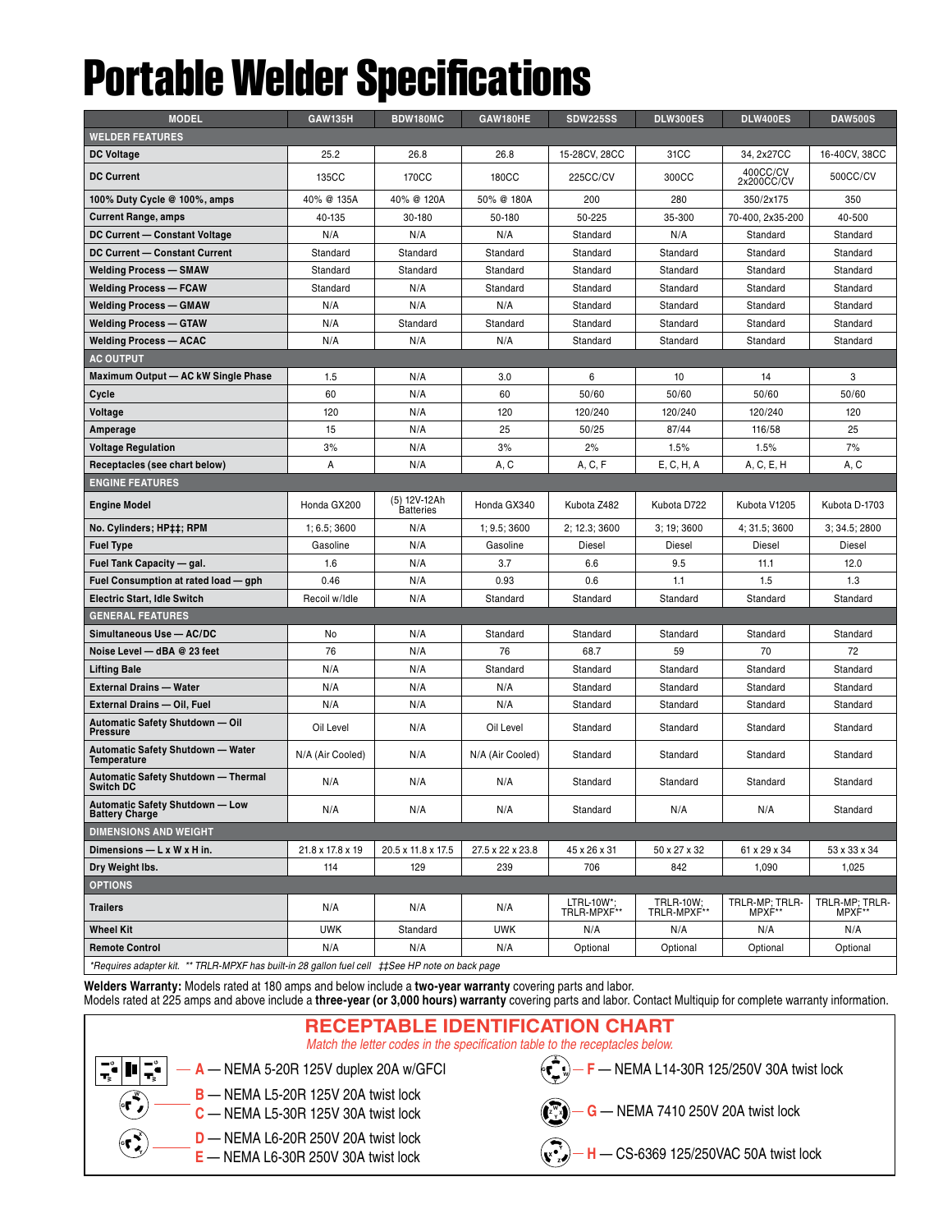# Portable Welder Specifications

| MODEL | GAW135H | BDW180MC | GAW180HE | SDW225SS | DLW300ES | DLW400ES | DAW500S |
|---|---|---|---|---|---|---|---|
| **WELDER FEATURES** | | | | | | | |
| **DC Voltage** | 25.2 | 26.8 | 26.8 | 15-28CV, 28CC | 31CC | 34, 2x27CC | 16-40CV, 38CC |
| **DC Current** | 135CC | 170CC | 180CC | 225CC/CV | 300CC | 400CC/CV 2x200CC/CV | 500CC/CV |
| **100% Duty Cycle @ 100%, amps** | 40% @ 135A | 40% @ 120A | 50% @ 180A | 200 | 280 | 350/2x175 | 350 |
| **Current Range, amps** | 40-135 | 30-180 | 50-180 | 50-225 | 35-300 | 70-400, 2x35-200 | 40-500 |
| **DC Current — Constant Voltage** | N/A | N/A | N/A | Standard | N/A | Standard | Standard |
| **DC Current — Constant Current** | Standard | Standard | Standard | Standard | Standard | Standard | Standard |
| **Welding Process — SMAW** | Standard | Standard | Standard | Standard | Standard | Standard | Standard |
| **Welding Process — FCAW** | Standard | N/A | Standard | Standard | Standard | Standard | Standard |
| **Welding Process — GMAW** | N/A | N/A | N/A | Standard | Standard | Standard | Standard |
| **Welding Process — GTAW** | N/A | Standard | Standard | Standard | Standard | Standard | Standard |
| **Welding Process — ACAC** | N/A | N/A | N/A | Standard | Standard | Standard | Standard |
| **AC OUTPUT** | | | | | | | |
| **Maximum Output — AC kW Single Phase** | 1.5 | N/A | 3.0 | 6 | 10 | 14 | 3 |
| **Cycle** | 60 | N/A | 60 | 50/60 | 50/60 | 50/60 | 50/60 |
| **Voltage** | 120 | N/A | 120 | 120/240 | 120/240 | 120/240 | 120 |
| **Amperage** | 15 | N/A | 25 | 50/25 | 87/44 | 116/58 | 25 |
| **Voltage Regulation** | 3% | N/A | 3% | 2% | 1.5% | 1.5% | 7% |
| **Receptacles (see chart below)** | A | N/A | A, C | A, C, F | E, C, H, A | A, C, E, H | A, C |
| **ENGINE FEATURES** | | | | | | | |
| **Engine Model** | Honda GX200 | (5) 12V-12Ah Batteries | Honda GX340 | Kubota Z482 | Kubota D722 | Kubota V1205 | Kubota D-1703 |
| **No. Cylinders; HP‡‡; RPM** | 1; 6.5; 3600 | N/A | 1; 9.5; 3600 | 2; 12.3; 3600 | 3; 19; 3600 | 4; 31.5; 3600 | 3; 34.5; 2800 |
| **Fuel Type** | Gasoline | N/A | Gasoline | Diesel | Diesel | Diesel | Diesel |
| **Fuel Tank Capacity — gal.** | 1.6 | N/A | 3.7 | 6.6 | 9.5 | 11.1 | 12.0 |
| **Fuel Consumption at rated load — gph** | 0.46 | N/A | 0.93 | 0.6 | 1.1 | 1.5 | 1.3 |
| **Electric Start, Idle Switch** | Recoil w/Idle | N/A | Standard | Standard | Standard | Standard | Standard |
| **GENERAL FEATURES** | | | | | | | |
| **Simultaneous Use — AC/DC** | No | N/A | Standard | Standard | Standard | Standard | Standard |
| **Noise Level — dBA @ 23 feet** | 76 | N/A | 76 | 68.7 | 59 | 70 | 72 |
| **Lifting Bale** | N/A | N/A | Standard | Standard | Standard | Standard | Standard |
| **External Drains — Water** | N/A | N/A | N/A | Standard | Standard | Standard | Standard |
| **External Drains — Oil, Fuel** | N/A | N/A | N/A | Standard | Standard | Standard | Standard |
| **Automatic Safety Shutdown — Oil Pressure** | Oil Level | N/A | Oil Level | Standard | Standard | Standard | Standard |
| **Automatic Safety Shutdown — Water Temperature** | N/A (Air Cooled) | N/A | N/A (Air Cooled) | Standard | Standard | Standard | Standard |
| **Automatic Safety Shutdown — Thermal Switch DC** | N/A | N/A | N/A | Standard | Standard | Standard | Standard |
| **Automatic Safety Shutdown — Low Battery Charge** | N/A | N/A | N/A | Standard | N/A | N/A | Standard |
| **DIMENSIONS AND WEIGHT** | | | | | | | |
| **Dimensions — L x W x H in.** | 21.8 x 17.8 x 19 | 20.5 x 11.8 x 17.5 | 27.5 x 22 x 23.8 | 45 x 26 x 31 | 50 x 27 x 32 | 61 x 29 x 34 | 53 x 33 x 34 |
| **Dry Weight lbs.** | 114 | 129 | 239 | 706 | 842 | 1,090 | 1,025 |
| **OPTIONS** | | | | | | | |
| **Trailers** | N/A | N/A | N/A | LTRL-10W*; TRLR-MPXF** | TRLR-10W; TRLR-MPXF** | TRLR-MP; TRLR-MPXF** | TRLR-MP; TRLR-MPXF** |
| **Wheel Kit** | UWK | Standard | UWK | N/A | N/A | N/A | N/A |
| **Remote Control** | N/A | N/A | N/A | Optional | Optional | Optional | Optional |

*\*Requires adapter kit. \*\* TRLR-MPXF has built-in 28 gallon fuel cell ‡‡See HP note on back page*

**Welders Warranty:** Models rated at 180 amps and below include a **two-year warranty** covering parts and labor. Models rated at 225 amps and above include a **three-year (or 3,000 hours) warranty** covering parts and labor. Contact Multiquip for complete warranty information.

## RECEPTABLE IDENTIFICATION CHART

*Match the letter codes in the specification table to the receptacles below.*

- **A** — NEMA 5-20R 125V duplex 20A w/GFCI
- **B** — NEMA L5-20R 125V 20A twist lock
- **C** — NEMA L5-30R 125V 30A twist lock
- **D** — NEMA L6-20R 250V 20A twist lock
- **E** — NEMA L6-30R 250V 30A twist lock
- **F** — NEMA L14-30R 125/250V 30A twist lock
- **G** — NEMA 7410 250V 20A twist lock
- **H** — CS-6369 125/250VAC 50A twist lock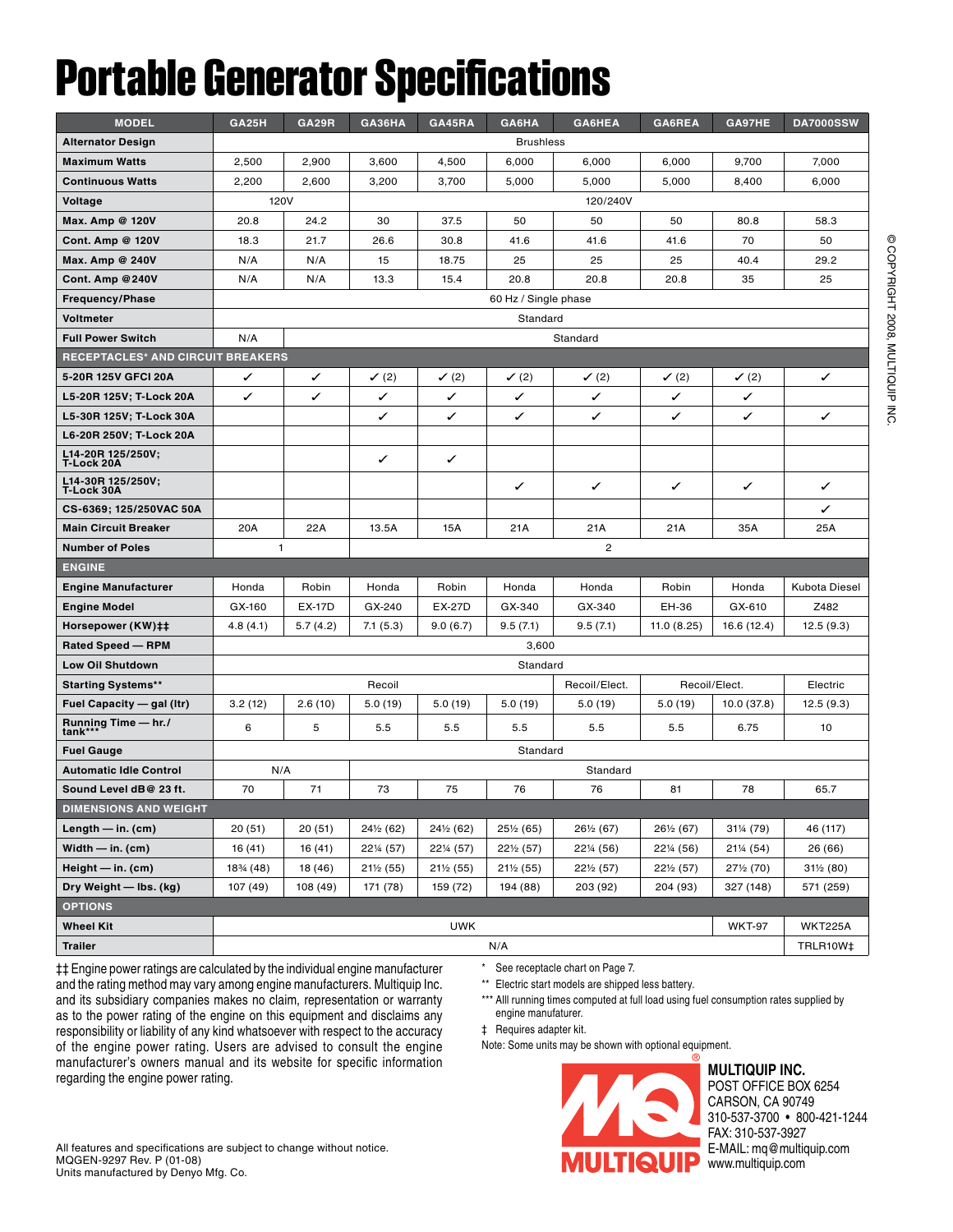# Portable Generator Specifications

| MODEL | GA25H | GA29R | GA36HA | GA45RA | GA6HA | GA6HEA | GA6REA | GA97HE | DA7000SSW |
|---|---|---|---|---|---|---|---|---|---|
| Alternator Design | Brushless | | | | | | | | |
| Maximum Watts | 2,500 | 2,900 | 3,600 | 4,500 | 6,000 | 6,000 | 6,000 | 9,700 | 7,000 |
| Continuous Watts | 2,200 | 2,600 | 3,200 | 3,700 | 5,000 | 5,000 | 5,000 | 8,400 | 6,000 |
| Voltage | 120V | | 120/240V | | | | | | |
| Max. Amp @ 120V | 20.8 | 24.2 | 30 | 37.5 | 50 | 50 | 50 | 80.8 | 58.3 |
| Cont. Amp @ 120V | 18.3 | 21.7 | 26.6 | 30.8 | 41.6 | 41.6 | 41.6 | 70 | 50 |
| Max. Amp @ 240V | N/A | N/A | 15 | 18.75 | 25 | 25 | 25 | 40.4 | 29.2 |
| Cont. Amp @240V | N/A | N/A | 13.3 | 15.4 | 20.8 | 20.8 | 20.8 | 35 | 25 |
| Frequency/Phase | 60 Hz / Single phase | | | | | | | | |
| Voltmeter | Standard | | | | | | | | |
| Full Power Switch | N/A | Standard | | | | | | | |
| **RECEPTACLES* AND CIRCUIT BREAKERS** | | | | | | | | | |
| 5-20R 125V GFCI 20A | ✓ | ✓ | ✓ (2) | ✓ (2) | ✓ (2) | ✓ (2) | ✓ (2) | ✓ (2) | ✓ |
| L5-20R 125V; T-Lock 20A | ✓ | ✓ | ✓ | ✓ | ✓ | ✓ | ✓ | ✓ | |
| L5-30R 125V; T-Lock 30A | | | ✓ | ✓ | ✓ | ✓ | ✓ | ✓ | ✓ |
| L6-20R 250V; T-Lock 20A | | | | | | | | | |
| L14-20R 125/250V; T-Lock 20A | | | ✓ | ✓ | | | | | |
| L14-30R 125/250V; T-Lock 30A | | | | | ✓ | ✓ | ✓ | ✓ | ✓ |
| CS-6369; 125/250VAC 50A | | | | | | | | | ✓ |
| Main Circuit Breaker | 20A | 22A | 13.5A | 15A | 21A | 21A | 21A | 35A | 25A |
| Number of Poles | 1 | | 2 | | | | | | |
| **ENGINE** | | | | | | | | | |
| Engine Manufacturer | Honda | Robin | Honda | Robin | Honda | Honda | Robin | Honda | Kubota Diesel |
| Engine Model | GX-160 | EX-17D | GX-240 | EX-27D | GX-340 | GX-340 | EH-36 | GX-610 | Z482 |
| Horsepower (KW)‡‡ | 4.8 (4.1) | 5.7 (4.2) | 7.1 (5.3) | 9.0 (6.7) | 9.5 (7.1) | 9.5 (7.1) | 11.0 (8.25) | 16.6 (12.4) | 12.5 (9.3) |
| Rated Speed — RPM | 3,600 | | | | | | | | |
| Low Oil Shutdown | Standard | | | | | | | | |
| Starting Systems** | Recoil | | | | | Recoil/Elect. | Recoil/Elect. | | Electric |
| Fuel Capacity — gal (ltr) | 3.2 (12) | 2.6 (10) | 5.0 (19) | 5.0 (19) | 5.0 (19) | 5.0 (19) | 5.0 (19) | 10.0 (37.8) | 12.5 (9.3) |
| Running Time — hr./tank*** | 6 | 5 | 5.5 | 5.5 | 5.5 | 5.5 | 5.5 | 6.75 | 10 |
| Fuel Gauge | Standard | | | | | | | | |
| Automatic Idle Control | N/A | | Standard | | | | | | |
| Sound Level dB @ 23 ft. | 70 | 71 | 73 | 75 | 76 | 76 | 81 | 78 | 65.7 |
| **DIMENSIONS AND WEIGHT** | | | | | | | | | |
| Length — in. (cm) | 20 (51) | 20 (51) | 24½ (62) | 24½ (62) | 25½ (65) | 26½ (67) | 26½ (67) | 31¼ (79) | 46 (117) |
| Width — in. (cm) | 16 (41) | 16 (41) | 22¼ (57) | 22¼ (57) | 22½ (57) | 22¼ (56) | 22¼ (56) | 21¼ (54) | 26 (66) |
| Height — in. (cm) | 18¾ (48) | 18 (46) | 21½ (55) | 21½ (55) | 21½ (55) | 22½ (57) | 22½ (57) | 27½ (70) | 31½ (80) |
| Dry Weight — lbs. (kg) | 107 (49) | 108 (49) | 171 (78) | 159 (72) | 194 (88) | 203 (92) | 204 (93) | 327 (148) | 571 (259) |
| **OPTIONS** | | | | | | | | | |
| Wheel Kit | UWK | | | | | | | WKT-97 | WKT225A |
| Trailer | N/A | | | | | | | | TRLR10W‡ |

‡‡ Engine power ratings are calculated by the individual engine manufacturer and the rating method may vary among engine manufacturers. Multiquip Inc. and its subsidiary companies makes no claim, representation or warranty as to the power rating of the engine on this equipment and disclaims any responsibility or liability of any kind whatsoever with respect to the accuracy of the engine power rating. Users are advised to consult the engine manufacturer's owners manual and its website for specific information regarding the engine power rating.

\* See receptacle chart on Page 7.

** Electric start models are shipped less battery.

*** All running times computed at full load using fuel consumption rates supplied by engine manufacturer.

‡ Requires adapter kit.

Note: Some units may be shown with optional equipment.

All features and specifications are subject to change without notice.
MQGEN-9297 Rev. P (01-08)
Units manufactured by Denyo Mfg. Co.

MULTIQUIP

**MULTIQUIP INC.**
POST OFFICE BOX 6254
CARSON, CA 90749
310-537-3700 • 800-421-1244
FAX: 310-537-3927
E-MAIL: mq@multiquip.com
www.multiquip.com

© COPYRIGHT 2008, MULTIQUIP INC.